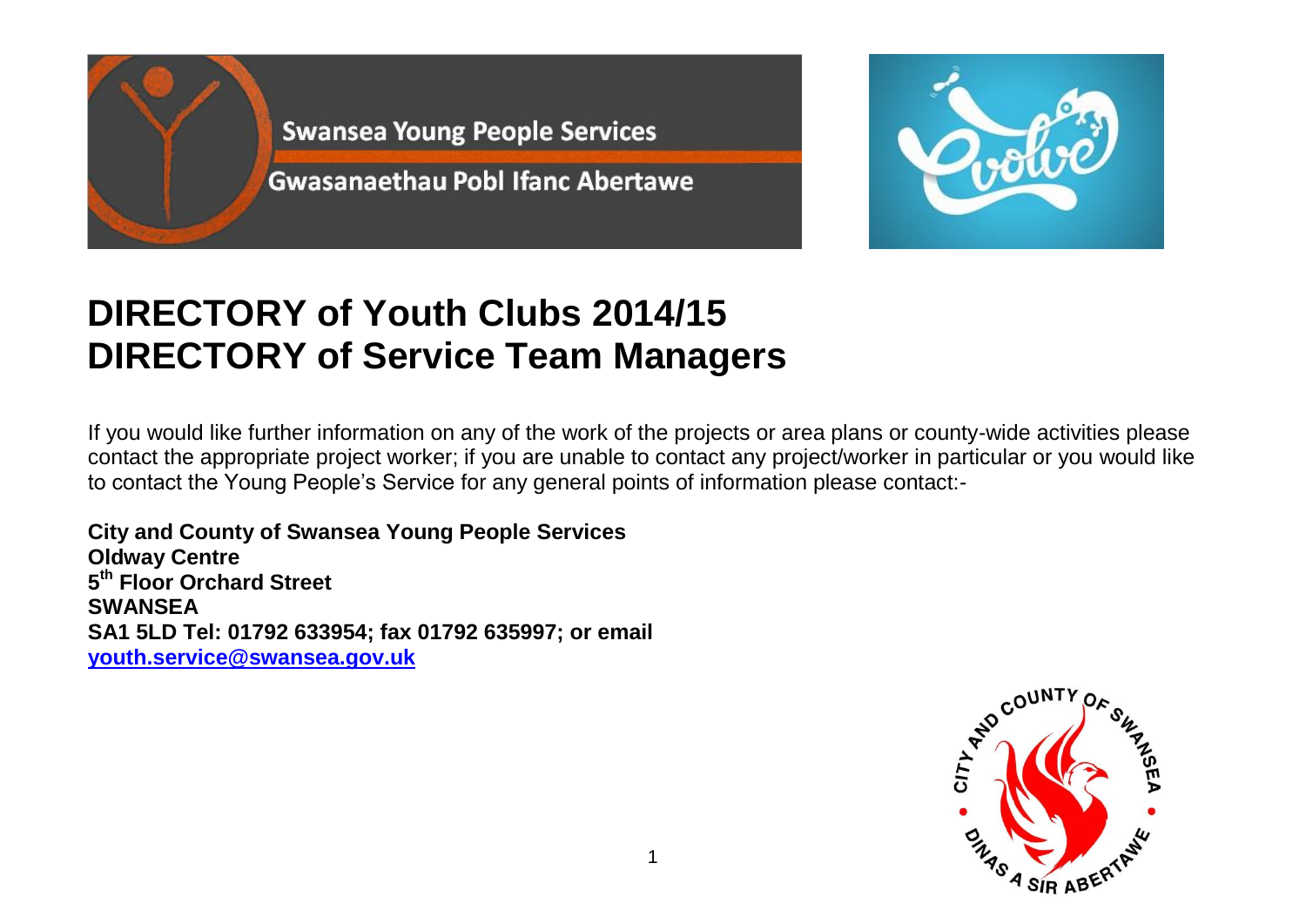Swansea Young People Services

Gwasanaethau Pobl Ifanc Abertawe

# DIRECTORY of Youth Clubs 2014/15
# DIRECTORY of Service Team Managers

If you would like further information on any of the work of the projects or area plans or county-wide activities please contact the appropriate project worker; if you are unable to contact any project/worker in particular or you would like to contact the Young People's Service for any general points of information please contact:-

**City and County of Swansea Young People Services**
**Oldway Centre**
**5th Floor Orchard Street**
**SWANSEA**
**SA1 5LD Tel: 01792 633954; fax 01792 635997; or email**
**youth.service@swansea.gov.uk**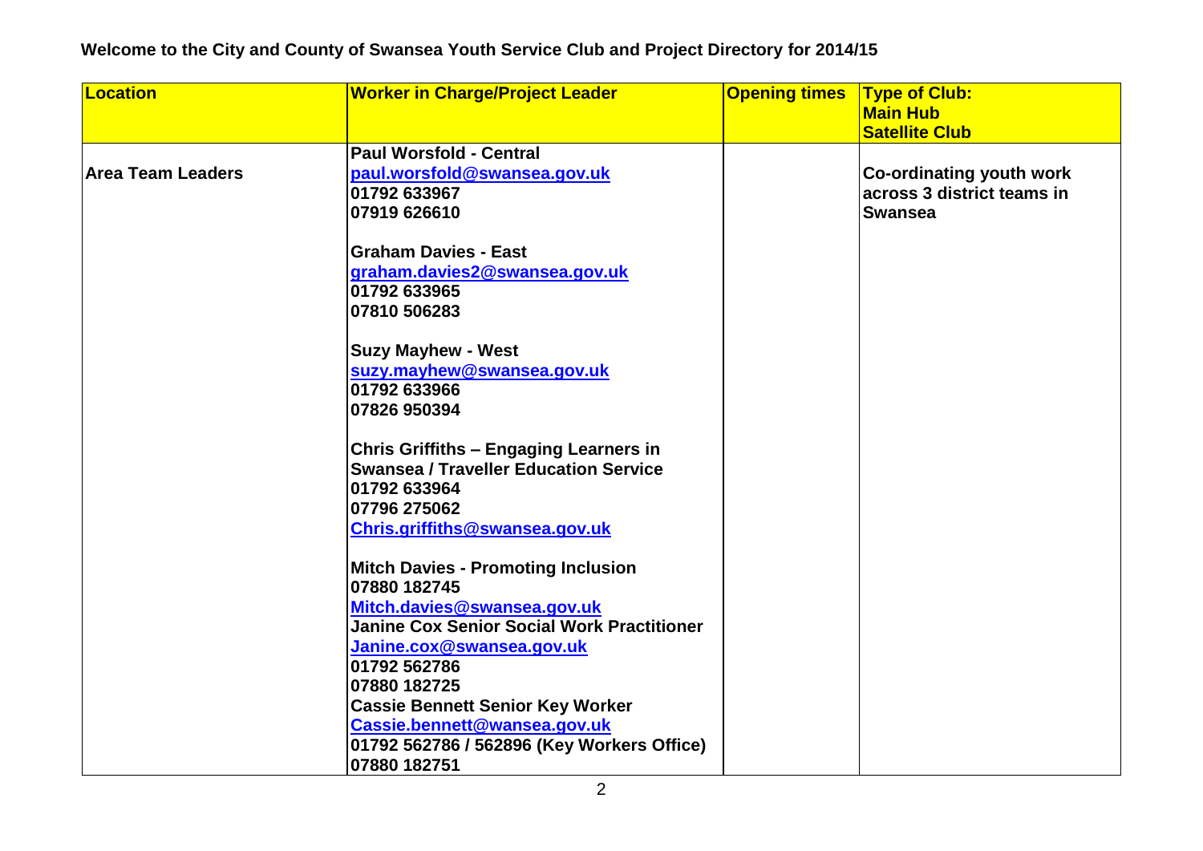**Welcome to the City and County of Swansea Youth Service Club and Project Directory for 2014/15**

| Location | Worker in Charge/Project Leader | Opening times | Type of Club:<br>Main Hub<br>Satellite Club |
|---|---|---|---|
| **Area Team Leaders** | **Paul Worsfold - Central**<br>paul.worsfold@swansea.gov.uk<br>01792 633967<br>07919 626610<br><br>**Graham Davies - East**<br>graham.davies2@swansea.gov.uk<br>01792 633965<br>07810 506283<br><br>**Suzy Mayhew - West**<br>suzy.mayhew@swansea.gov.uk<br>01792 633966<br>07826 950394<br><br>**Chris Griffiths – Engaging Learners in Swansea / Traveller Education Service**<br>01792 633964<br>07796 275062<br>Chris.griffiths@swansea.gov.uk<br><br>**Mitch Davies - Promoting Inclusion**<br>07880 182745<br>Mitch.davies@swansea.gov.uk<br>**Janine Cox Senior Social Work Practitioner**<br>Janine.cox@swansea.gov.uk<br>01792 562786<br>07880 182725<br>**Cassie Bennett Senior Key Worker**<br>Cassie.bennett@wansea.gov.uk<br>01792 562786 / 562896 (Key Workers Office)<br>07880 182751 | | **Co-ordinating youth work across 3 district teams in Swansea** |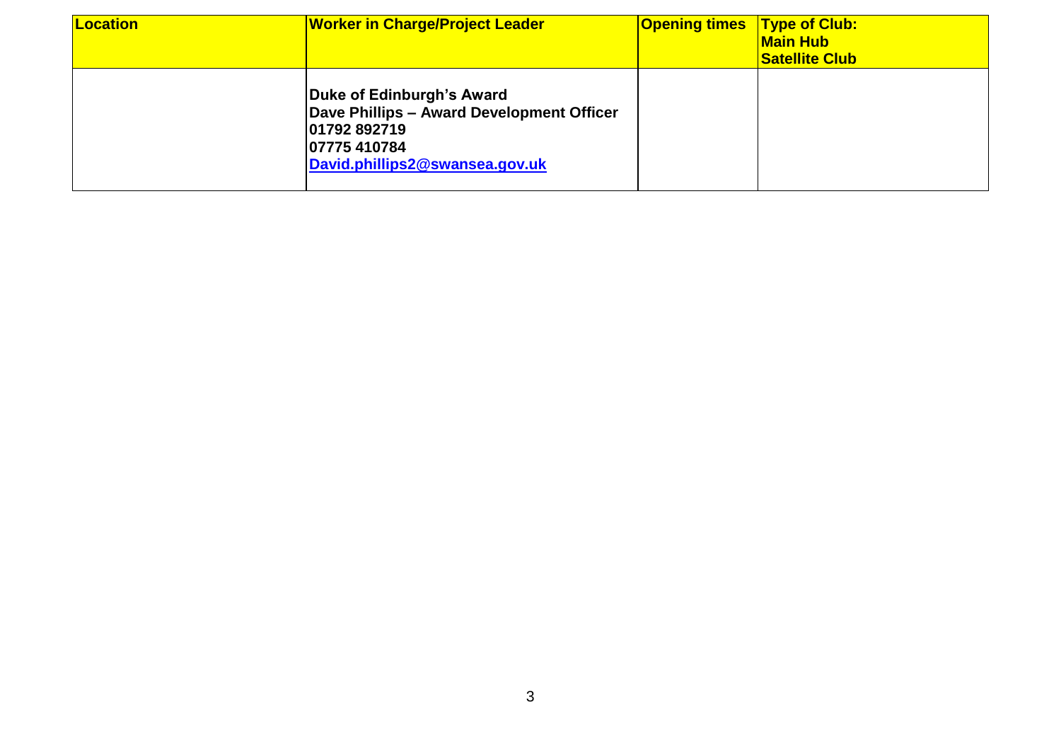| Location | Worker in Charge/Project Leader | Opening times | Type of Club: Main Hub Satellite Club |
|---|---|---|---|
| | **Duke of Edinburgh's Award**<br>**Dave Phillips – Award Development Officer**<br>**01792 892719**<br>**07775 410784**<br>**David.phillips2@swansea.gov.uk** | | |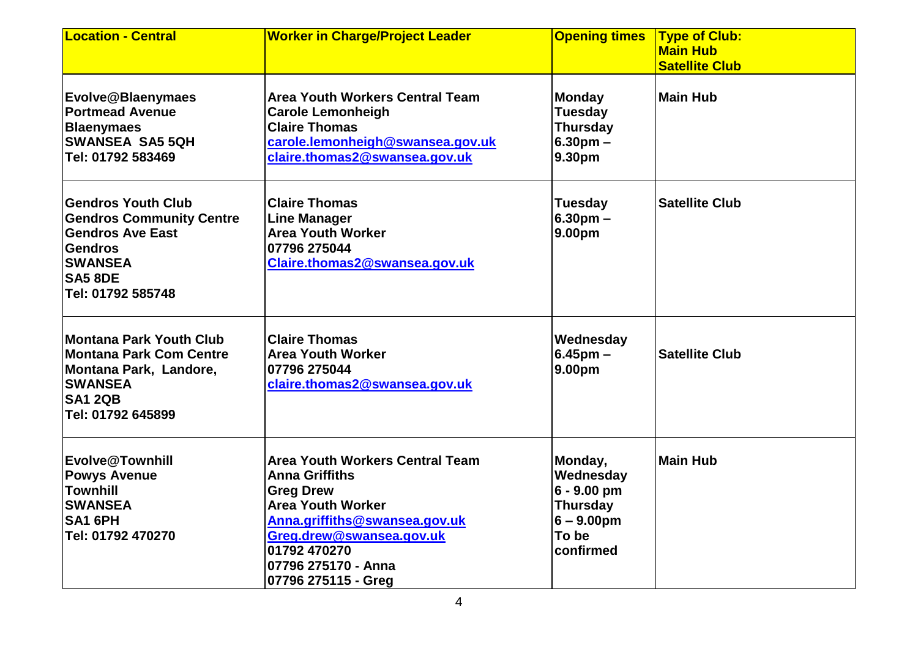| **Location - Central** | **Worker in Charge/Project Leader** | **Opening times** | **Type of Club: Main Hub Satellite Club** |
|---|---|---|---|
| **Evolve@Blaenymaes**<br>**Portmead Avenue**<br>**Blaenymaes**<br>**SWANSEA SA5 5QH**<br>**Tel: 01792 583469** | **Area Youth Workers Central Team**<br>**Carole Lemonheigh**<br>**Claire Thomas**<br>**carole.lemonheigh@swansea.gov.uk**<br>**claire.thomas2@swansea.gov.uk** | **Monday**<br>**Tuesday**<br>**Thursday**<br>**6.30pm – 9.30pm** | **Main Hub** |
| **Gendros Youth Club**<br>**Gendros Community Centre**<br>**Gendros Ave East**<br>**Gendros**<br>**SWANSEA**<br>**SA5 8DE**<br>**Tel: 01792 585748** | **Claire Thomas**<br>**Line Manager**<br>**Area Youth Worker**<br>**07796 275044**<br>**Claire.thomas2@swansea.gov.uk** | **Tuesday**<br>**6.30pm – 9.00pm** | **Satellite Club** |
| **Montana Park Youth Club**<br>**Montana Park Com Centre**<br>**Montana Park, Landore,**<br>**SWANSEA**<br>**SA1 2QB**<br>**Tel: 01792 645899** | **Claire Thomas**<br>**Area Youth Worker**<br>**07796 275044**<br>**claire.thomas2@swansea.gov.uk** | **Wednesday**<br>**6.45pm – 9.00pm** | **Satellite Club** |
| **Evolve@Townhill**<br>**Powys Avenue**<br>**Townhill**<br>**SWANSEA**<br>**SA1 6PH**<br>**Tel: 01792 470270** | **Area Youth Workers Central Team**<br>**Anna Griffiths**<br>**Greg Drew**<br>**Area Youth Worker**<br>**Anna.griffiths@swansea.gov.uk**<br>**Greg.drew@swansea.gov.uk**<br>**01792 470270**<br>**07796 275170 - Anna**<br>**07796 275115 - Greg** | **Monday,**<br>**Wednesday**<br>**6 - 9.00 pm**<br>**Thursday**<br>**6 – 9.00pm**<br>**To be confirmed** | **Main Hub** |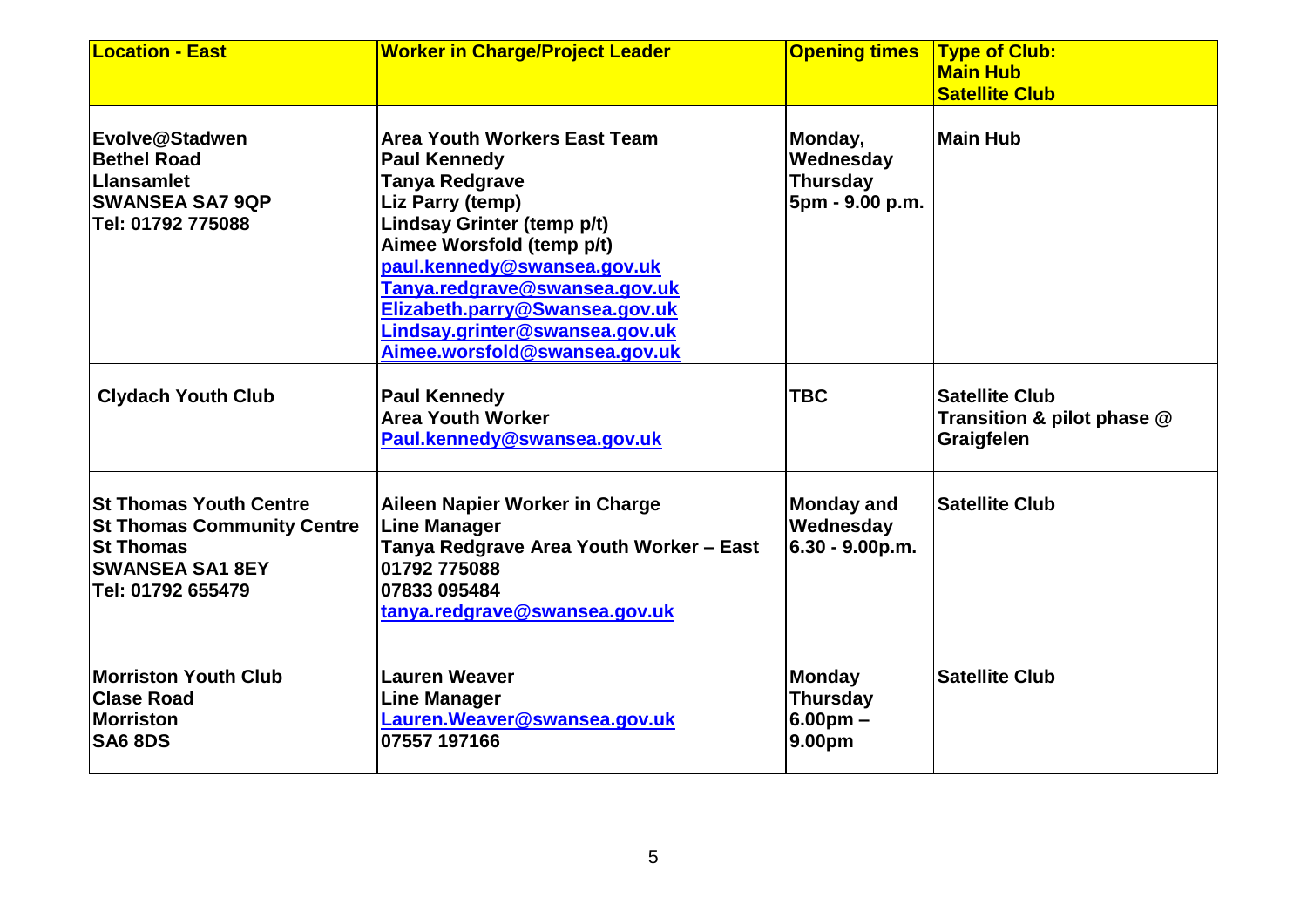| **Location - East** | **Worker in Charge/Project Leader** | **Opening times** | **Type of Club:**<br>**Main Hub**<br>**Satellite Club** |
| --- | --- | --- | --- |
| **Evolve@Stadwen**<br>**Bethel Road**<br>**Llansamlet**<br>**SWANSEA SA7 9QP**<br>**Tel: 01792 775088** | **Area Youth Workers East Team**<br>**Paul Kennedy**<br>**Tanya Redgrave**<br>**Liz Parry (temp)**<br>**Lindsay Grinter (temp p/t)**<br>**Aimee Worsfold (temp p/t)**<br>**paul.kennedy@swansea.gov.uk**<br>**Tanya.redgrave@swansea.gov.uk**<br>**Elizabeth.parry@Swansea.gov.uk**<br>**Lindsay.grinter@swansea.gov.uk**<br>**Aimee.worsfold@swansea.gov.uk** | **Monday,**<br>**Wednesday**<br>**Thursday**<br>**5pm - 9.00 p.m.** | **Main Hub** |
| **Clydach Youth Club** | **Paul Kennedy**<br>**Area Youth Worker**<br>**Paul.kennedy@swansea.gov.uk** | **TBC** | **Satellite Club**<br>**Transition & pilot phase @ Graigfelen** |
| **St Thomas Youth Centre**<br>**St Thomas Community Centre**<br>**St Thomas**<br>**SWANSEA SA1 8EY**<br>**Tel: 01792 655479** | **Aileen Napier Worker in Charge**<br>**Line Manager**<br>**Tanya Redgrave Area Youth Worker – East**<br>**01792 775088**<br>**07833 095484**<br>**tanya.redgrave@swansea.gov.uk** | **Monday and Wednesday**<br>**6.30 - 9.00p.m.** | **Satellite Club** |
| **Morriston Youth Club**<br>**Clase Road**<br>**Morriston**<br>**SA6 8DS** | **Lauren Weaver**<br>**Line Manager**<br>**Lauren.Weaver@swansea.gov.uk**<br>**07557 197166** | **Monday**<br>**Thursday**<br>**6.00pm –**<br>**9.00pm** | **Satellite Club** |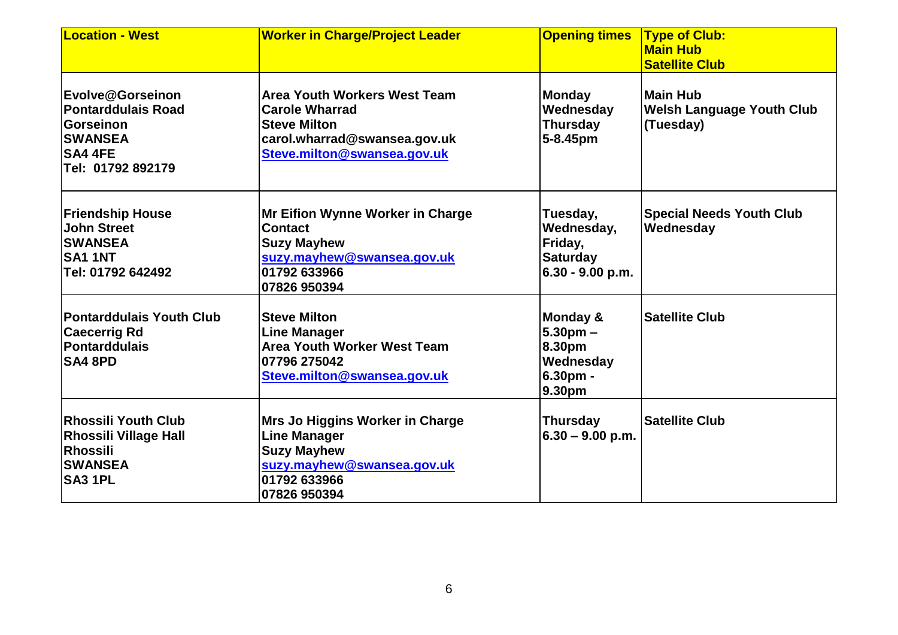| Location - West | Worker in Charge/Project Leader | Opening times | Type of Club: Main Hub Satellite Club |
|---|---|---|---|
| Evolve@Gorseinon<br>Pontarddulais Road<br>Gorseinon<br>SWANSEA<br>SA4 4FE<br>Tel: 01792 892179 | Area Youth Workers West Team<br>Carole Wharrad<br>Steve Milton<br>carol.wharrad@swansea.gov.uk<br>Steve.milton@swansea.gov.uk | Monday<br>Wednesday<br>Thursday<br>5-8.45pm | Main Hub<br>Welsh Language Youth Club (Tuesday) |
| Friendship House<br>John Street<br>SWANSEA<br>SA1 1NT<br>Tel: 01792 642492 | Mr Eifion Wynne Worker in Charge<br>Contact<br>Suzy Mayhew<br>suzy.mayhew@swansea.gov.uk<br>01792 633966<br>07826 950394 | Tuesday,<br>Wednesday,<br>Friday,<br>Saturday<br>6.30 - 9.00 p.m. | Special Needs Youth Club<br>Wednesday |
| Pontarddulais Youth Club<br>Caecerrig Rd<br>Pontarddulais<br>SA4 8PD | Steve Milton<br>Line Manager<br>Area Youth Worker West Team<br>07796 275042<br>Steve.milton@swansea.gov.uk | Monday &<br>5.30pm –<br>8.30pm<br>Wednesday<br>6.30pm -<br>9.30pm | Satellite Club |
| Rhossili Youth Club<br>Rhossili Village Hall<br>Rhossili<br>SWANSEA<br>SA3 1PL | Mrs Jo Higgins Worker in Charge<br>Line Manager<br>Suzy Mayhew<br>suzy.mayhew@swansea.gov.uk<br>01792 633966<br>07826 950394 | Thursday<br>6.30 – 9.00 p.m. | Satellite Club |